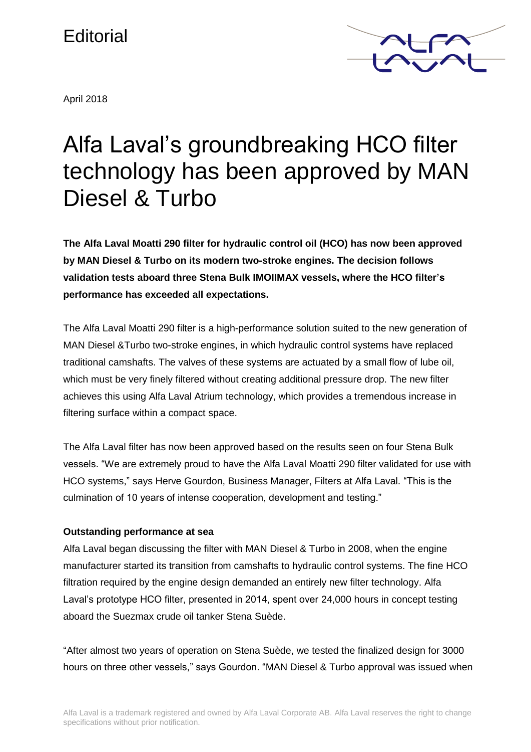Editorial

April 2018

# Alfa Laval's groundbreaking HCO filter technology has been approved by MAN Diesel & Turbo

**The Alfa Laval Moatti 290 filter for hydraulic control oil (HCO) has now been approved by MAN Diesel & Turbo on its modern two-stroke engines. The decision follows validation tests aboard three Stena Bulk IMOIIMAX vessels, where the HCO filter's performance has exceeded all expectations.**

The Alfa Laval Moatti 290 filter is a high-performance solution suited to the new generation of MAN Diesel &Turbo two-stroke engines, in which hydraulic control systems have replaced traditional camshafts. The valves of these systems are actuated by a small flow of lube oil, which must be very finely filtered without creating additional pressure drop. The new filter achieves this using Alfa Laval Atrium technology, which provides a tremendous increase in filtering surface within a compact space.

The Alfa Laval filter has now been approved based on the results seen on four Stena Bulk vessels. "We are extremely proud to have the Alfa Laval Moatti 290 filter validated for use with HCO systems," says Herve Gourdon, Business Manager, Filters at Alfa Laval. "This is the culmination of 10 years of intense cooperation, development and testing."

**Outstanding performance at sea**

Alfa Laval began discussing the filter with MAN Diesel & Turbo in 2008, when the engine manufacturer started its transition from camshafts to hydraulic control systems. The fine HCO filtration required by the engine design demanded an entirely new filter technology. Alfa Laval's prototype HCO filter, presented in 2014, spent over 24,000 hours in concept testing aboard the Suezmax crude oil tanker Stena Suède.

"After almost two years of operation on Stena Suède, we tested the finalized design for 3000 hours on three other vessels," says Gourdon. "MAN Diesel & Turbo approval was issued when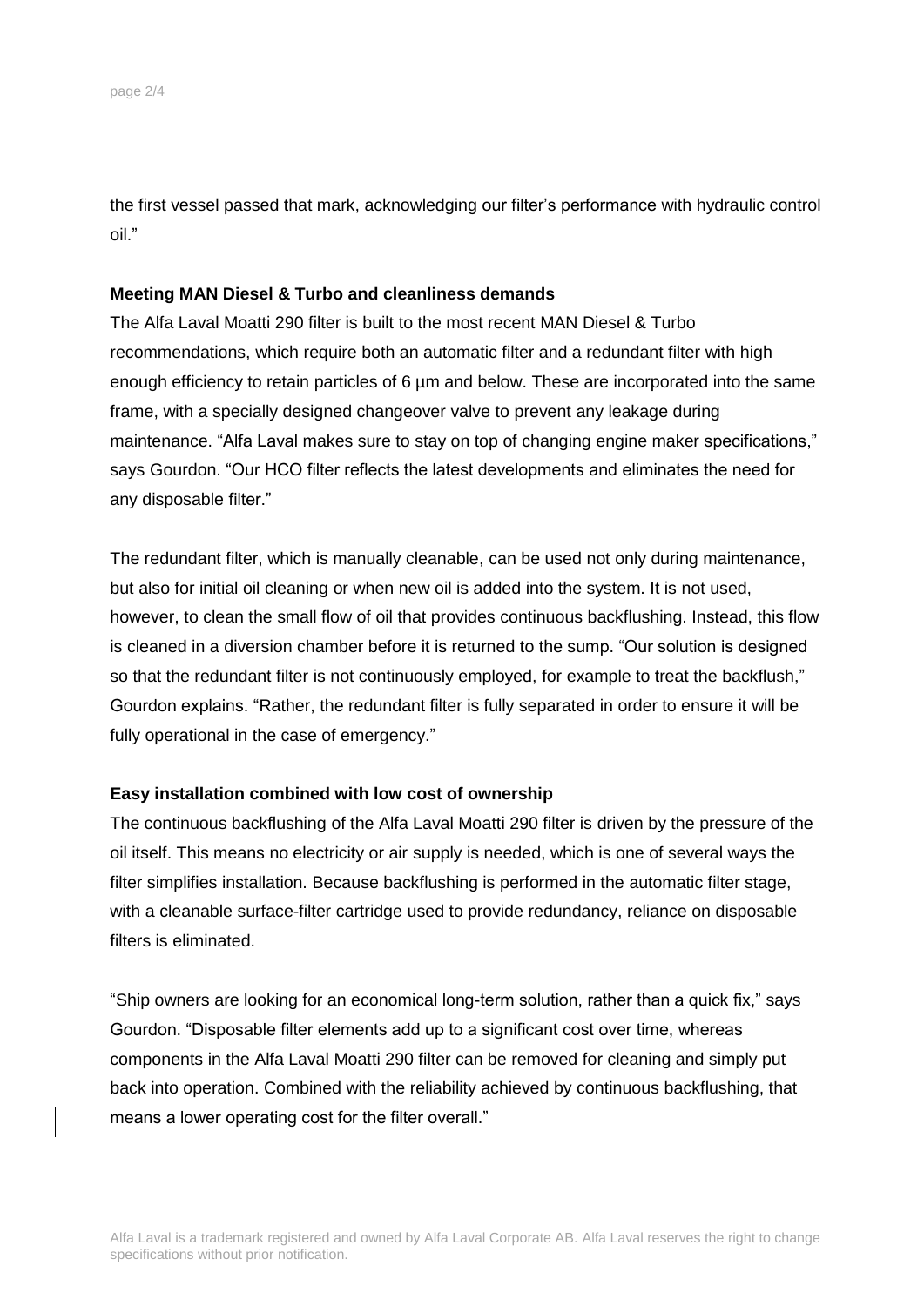the first vessel passed that mark, acknowledging our filter's performance with hydraulic control oil."

**Meeting MAN Diesel & Turbo and cleanliness demands**

The Alfa Laval Moatti 290 filter is built to the most recent MAN Diesel & Turbo recommendations, which require both an automatic filter and a redundant filter with high enough efficiency to retain particles of 6 µm and below. These are incorporated into the same frame, with a specially designed changeover valve to prevent any leakage during maintenance. "Alfa Laval makes sure to stay on top of changing engine maker specifications," says Gourdon. "Our HCO filter reflects the latest developments and eliminates the need for any disposable filter."

The redundant filter, which is manually cleanable, can be used not only during maintenance, but also for initial oil cleaning or when new oil is added into the system. It is not used, however, to clean the small flow of oil that provides continuous backflushing. Instead, this flow is cleaned in a diversion chamber before it is returned to the sump. "Our solution is designed so that the redundant filter is not continuously employed, for example to treat the backflush," Gourdon explains. "Rather, the redundant filter is fully separated in order to ensure it will be fully operational in the case of emergency."

**Easy installation combined with low cost of ownership**

The continuous backflushing of the Alfa Laval Moatti 290 filter is driven by the pressure of the oil itself. This means no electricity or air supply is needed, which is one of several ways the filter simplifies installation. Because backflushing is performed in the automatic filter stage, with a cleanable surface-filter cartridge used to provide redundancy, reliance on disposable filters is eliminated.

"Ship owners are looking for an economical long-term solution, rather than a quick fix," says Gourdon. "Disposable filter elements add up to a significant cost over time, whereas components in the Alfa Laval Moatti 290 filter can be removed for cleaning and simply put back into operation. Combined with the reliability achieved by continuous backflushing, that means a lower operating cost for the filter overall."

Alfa Laval is a trademark registered and owned by Alfa Laval Corporate AB. Alfa Laval reserves the right to change specifications without prior notification.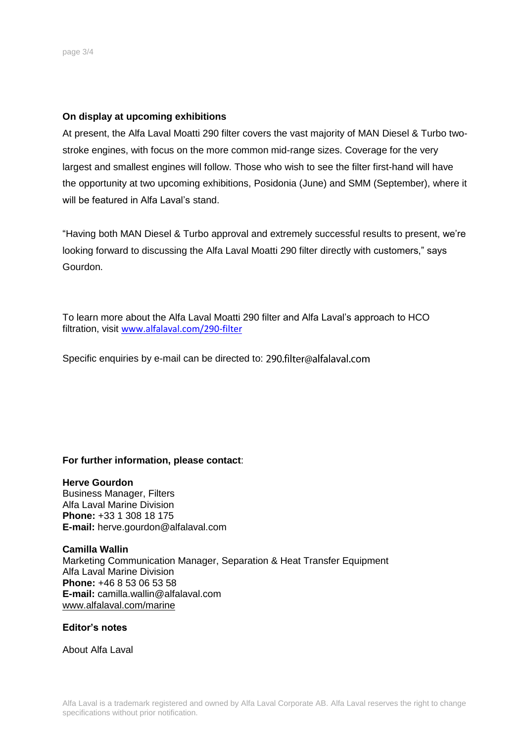**On display at upcoming exhibitions**

At present, the Alfa Laval Moatti 290 filter covers the vast majority of MAN Diesel & Turbo two-stroke engines, with focus on the more common mid-range sizes. Coverage for the very largest and smallest engines will follow. Those who wish to see the filter first-hand will have the opportunity at two upcoming exhibitions, Posidonia (June) and SMM (September), where it will be featured in Alfa Laval's stand.

"Having both MAN Diesel & Turbo approval and extremely successful results to present, we're looking forward to discussing the Alfa Laval Moatti 290 filter directly with customers," says Gourdon.

To learn more about the Alfa Laval Moatti 290 filter and Alfa Laval's approach to HCO filtration, visit www.alfalaval.com/290-filter

Specific enquiries by e-mail can be directed to: 290.filter@alfalaval.com

**For further information, please contact**:

**Herve Gourdon**
Business Manager, Filters
Alfa Laval Marine Division
**Phone:** +33 1 308 18 175
**E-mail:** herve.gourdon@alfalaval.com

**Camilla Wallin**
Marketing Communication Manager, Separation & Heat Transfer Equipment
Alfa Laval Marine Division
**Phone:** +46 8 53 06 53 58
**E-mail:** camilla.wallin@alfalaval.com
www.alfalaval.com/marine

**Editor's notes**

About Alfa Laval

Alfa Laval is a trademark registered and owned by Alfa Laval Corporate AB. Alfa Laval reserves the right to change specifications without prior notification.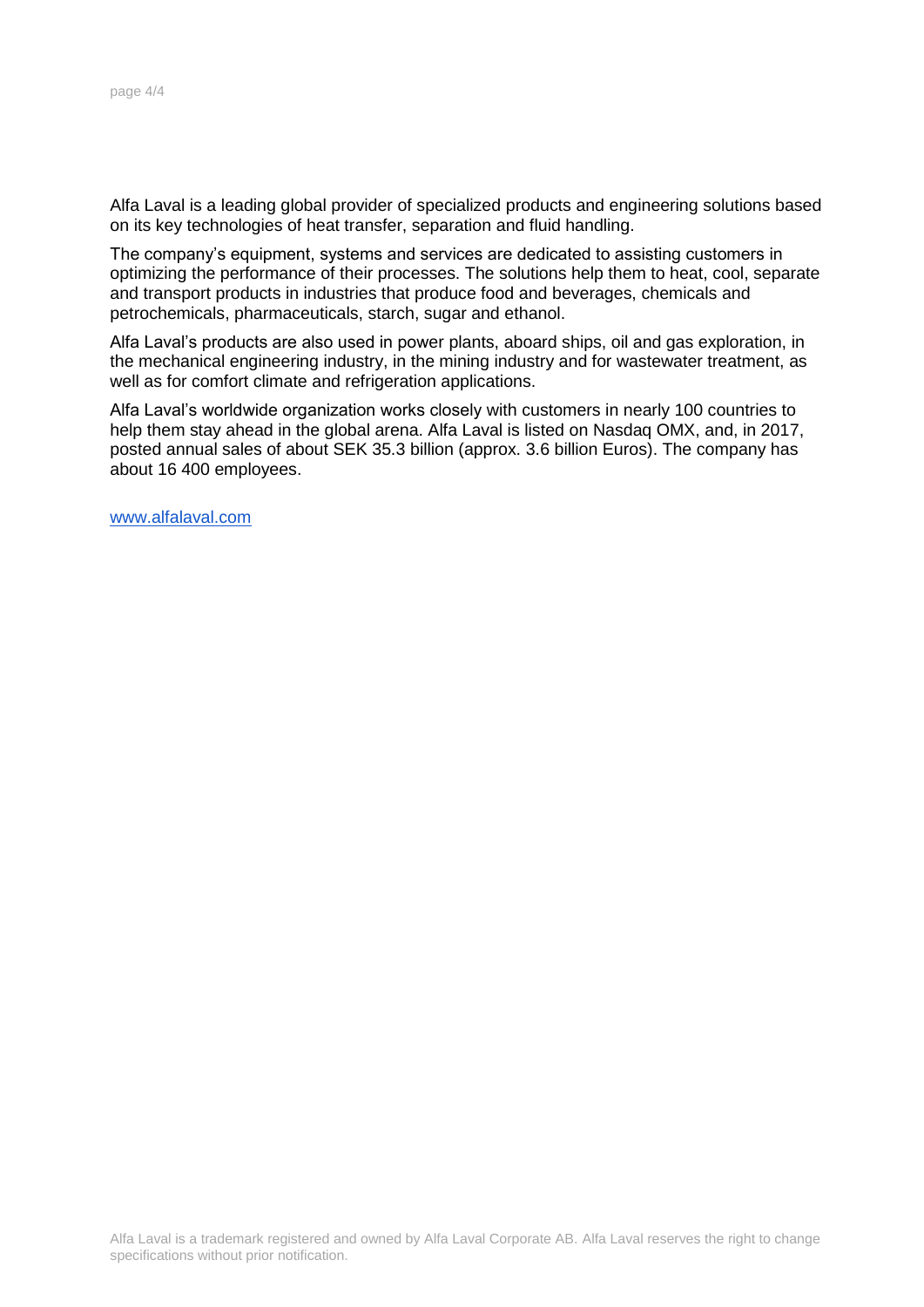Alfa Laval is a leading global provider of specialized products and engineering solutions based on its key technologies of heat transfer, separation and fluid handling.

The company's equipment, systems and services are dedicated to assisting customers in optimizing the performance of their processes. The solutions help them to heat, cool, separate and transport products in industries that produce food and beverages, chemicals and petrochemicals, pharmaceuticals, starch, sugar and ethanol.

Alfa Laval's products are also used in power plants, aboard ships, oil and gas exploration, in the mechanical engineering industry, in the mining industry and for wastewater treatment, as well as for comfort climate and refrigeration applications.

Alfa Laval's worldwide organization works closely with customers in nearly 100 countries to help them stay ahead in the global arena. Alfa Laval is listed on Nasdaq OMX, and, in 2017, posted annual sales of about SEK 35.3 billion (approx. 3.6 billion Euros). The company has about 16 400 employees.

[www.alfalaval.com](http://www.alfalaval.com)

Alfa Laval is a trademark registered and owned by Alfa Laval Corporate AB. Alfa Laval reserves the right to change specifications without prior notification.